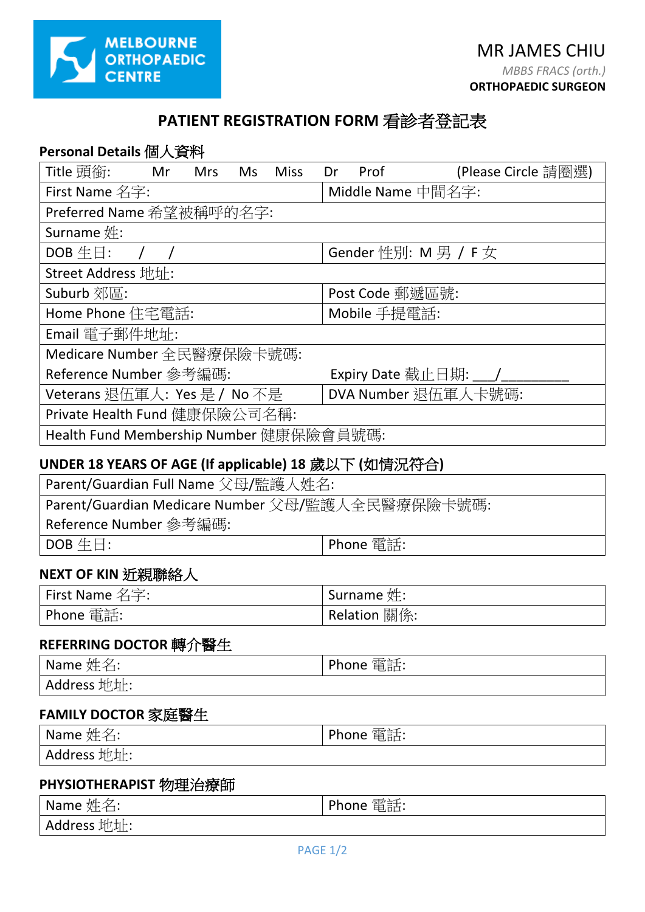MELBOURNE ORTHOPAEDIC CENTRE

MR JAMES CHIU

*MBBS FRACS (orth.)*

**ORTHOPAEDIC SURGEON**

# PATIENT REGISTRATION FORM 看診者登記表

**Personal Details 個人資料**

| | |
|---|---|
| Title 頭銜: Mr Mrs Ms Miss Dr Prof (Please Circle 請圈選) | |
| First Name 名字: | Middle Name 中間名字: |
| Preferred Name 希望被稱呼的名字: | |
| Surname 姓: | |
| DOB 生日: / / | Gender 性別: M 男 / F 女 |
| Street Address 地址: | |
| Suburb 郊區: | Post Code 郵遞區號: |
| Home Phone 住宅電話: | Mobile 手提電話: |
| Email 電子郵件地址: | |
| Medicare Number 全民醫療保險卡號碼: | |
| Reference Number 參考編碼: | Expiry Date 截止日期: ___/_________ |
| Veterans 退伍軍人: Yes 是 / No 不是 | DVA Number 退伍軍人卡號碼: |
| Private Health Fund 健康保險公司名稱: | |
| Health Fund Membership Number 健康保險會員號碼: | |

**UNDER 18 YEARS OF AGE (If applicable) 18 歲以下 (如情況符合)**

| | |
|---|---|
| Parent/Guardian Full Name 父母/監護人姓名: | |
| Parent/Guardian Medicare Number 父母/監護人全民醫療保險卡號碼: | |
| Reference Number 參考編碼: | |
| DOB 生日: | Phone 電話: |

**NEXT OF KIN 近親聯絡人**

| | |
|---|---|
| First Name 名字: | Surname 姓: |
| Phone 電話: | Relation 關係: |

**REFERRING DOCTOR 轉介醫生**

| | |
|---|---|
| Name 姓名: | Phone 電話: |
| Address 地址: | |

**FAMILY DOCTOR 家庭醫生**

| | |
|---|---|
| Name 姓名: | Phone 電話: |
| Address 地址: | |

**PHYSIOTHERAPIST 物理治療師**

| | |
|---|---|
| Name 姓名: | Phone 電話: |
| Address 地址: | |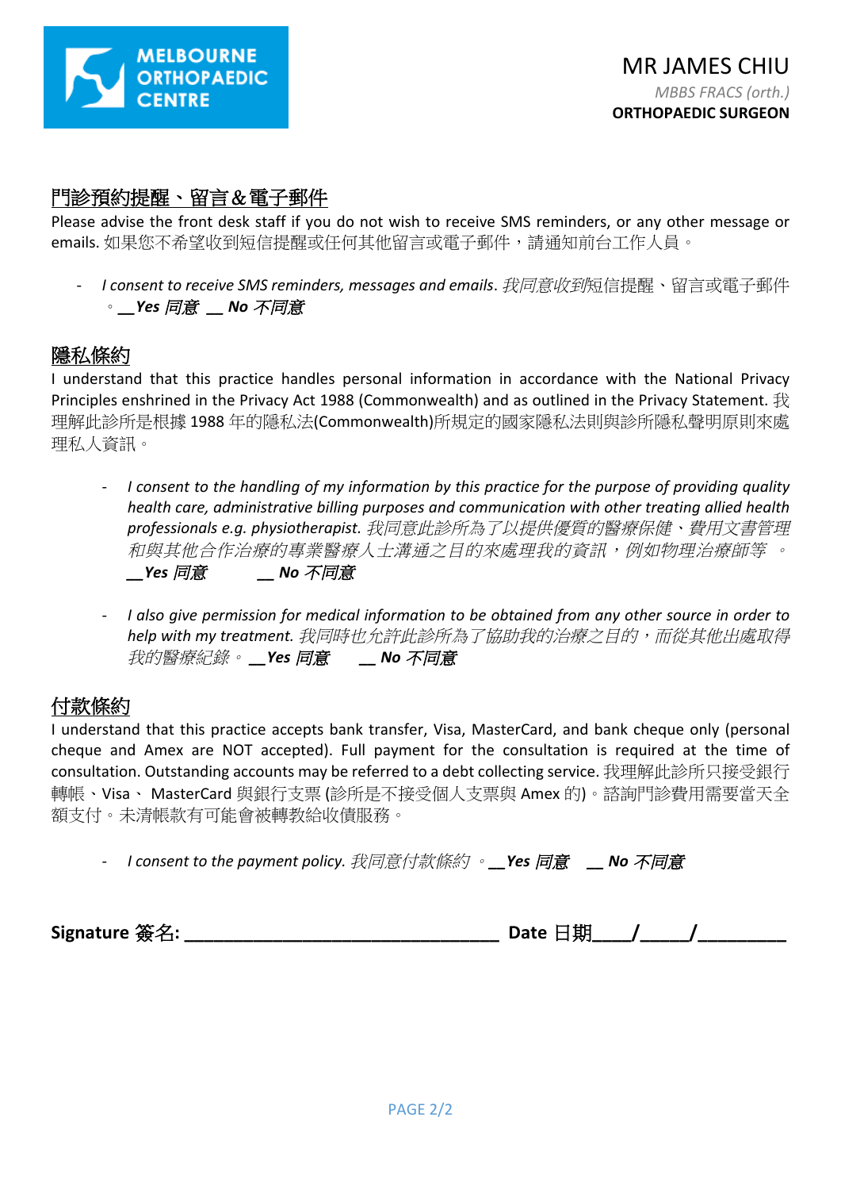MELBOURNE ORTHOPAEDIC CENTRE

MR JAMES CHIU
*MBBS FRACS (orth.)*
**ORTHOPAEDIC SURGEON**

## 門診預約提醒、留言＆電子郵件

Please advise the front desk staff if you do not wish to receive SMS reminders, or any other message or emails. 如果您不希望收到短信提醒或任何其他留言或電子郵件，請通知前台工作人員。

- *I consent to receive SMS reminders, messages and emails. 我同意收到短信提醒、留言或電子郵件*。***__Yes 同意 __ No 不同意***

## 隱私條約

I understand that this practice handles personal information in accordance with the National Privacy Principles enshrined in the Privacy Act 1988 (Commonwealth) and as outlined in the Privacy Statement. 我理解此診所是根據 1988 年的隱私法(Commonwealth)所規定的國家隱私法則與診所隱私聲明原則來處理私人資訊。

- *I consent to the handling of my information by this practice for the purpose of providing quality health care, administrative billing purposes and communication with other treating allied health professionals e.g. physiotherapist. 我同意此診所為了以提供優質的醫療保健、費用文書管理和與其他合作治療的專業醫療人士溝通之目的來處理我的資訊，例如物理治療師等* 。 ***__Yes 同意 __ No 不同意***

- *I also give permission for medical information to be obtained from any other source in order to help with my treatment. 我同時也允許此診所為了協助我的治療之目的，而從其他出處取得我的醫療紀錄。* ***__Yes 同意 __ No 不同意***

## 付款條約

I understand that this practice accepts bank transfer, Visa, MasterCard, and bank cheque only (personal cheque and Amex are NOT accepted). Full payment for the consultation is required at the time of consultation. Outstanding accounts may be referred to a debt collecting service. 我理解此診所只接受銀行轉帳、Visa、 MasterCard 與銀行支票 (診所是不接受個人支票與 Amex 的)。諮詢門診費用需要當天全額支付。未清帳款有可能會被轉教給收債服務。

- *I consent to the payment policy. 我同意付款條約* 。***__Yes 同意 __ No 不同意***

**Signature 簽名: ________________________________** **Date 日期____/_____/_________**